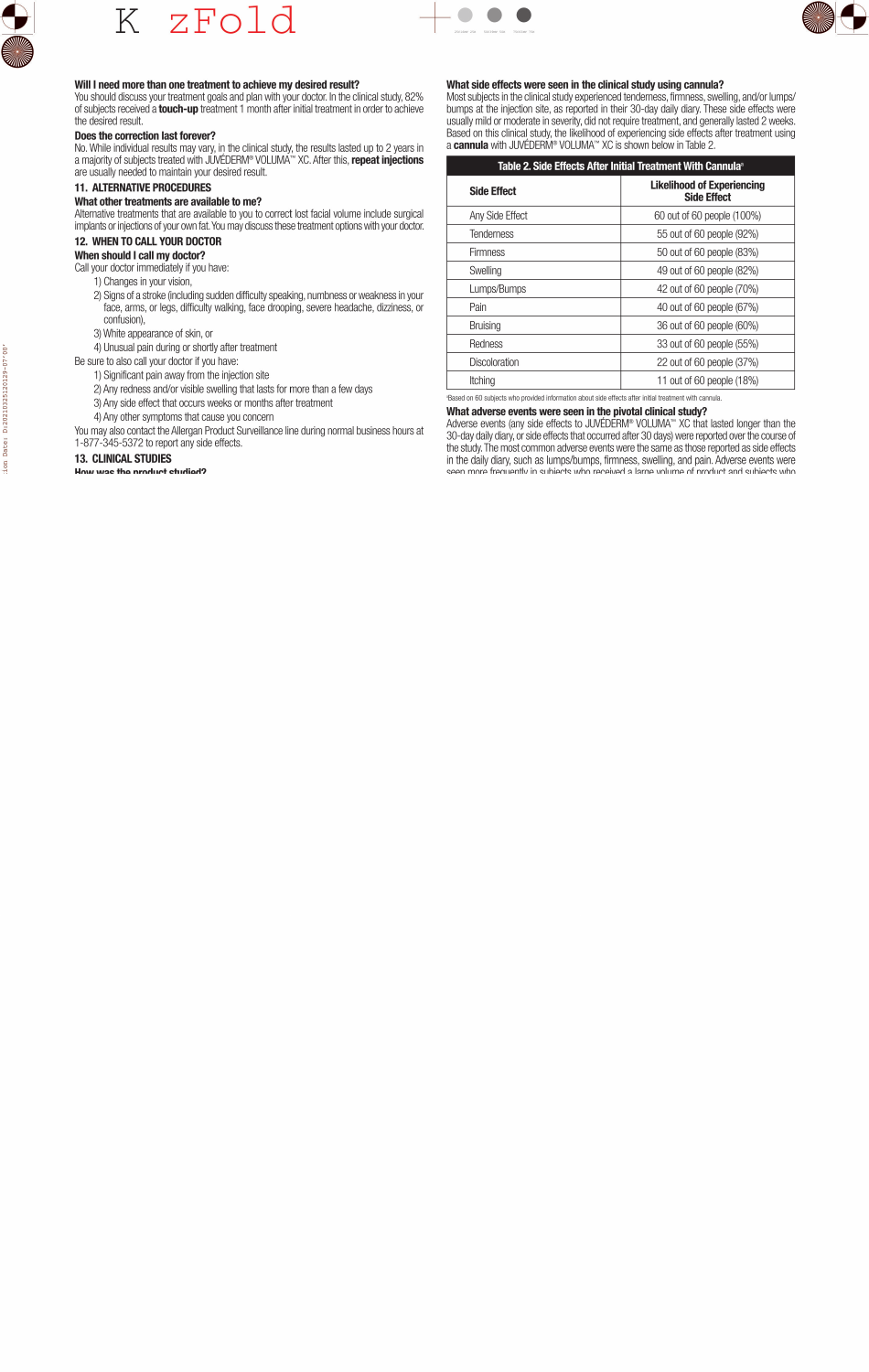**Will I need more than one treatment to achieve my desired result?**

You should discuss your treatment goals and plan with your doctor. In the clinical study, 82% of subjects received a **touch-up** treatment 1 month after initial treatment in order to achieve the desired result.

**Does the correction last forever?**

No. While individual results may vary, in the clinical study, the results lasted up to 2 years in a majority of subjects treated with JUVÉDERM® VOLUMA™ XC. After this, **repeat injections** are usually needed to maintain your desired result.

## 11. ALTERNATIVE PROCEDURES

**What other treatments are available to me?**

Alternative treatments that are available to you to correct lost facial volume include surgical implants or injections of your own fat. You may discuss these treatment options with your doctor.

## 12. WHEN TO CALL YOUR DOCTOR

**When should I call my doctor?**

Call your doctor immediately if you have:

1) Changes in your vision,
2) Signs of a stroke (including sudden difficulty speaking, numbness or weakness in your face, arms, or legs, difficulty walking, face drooping, severe headache, dizziness, or confusion),
3) White appearance of skin, or
4) Unusual pain during or shortly after treatment

Be sure to also call your doctor if you have:

1) Significant pain away from the injection site
2) Any redness and/or visible swelling that lasts for more than a few days
3) Any side effect that occurs weeks or months after treatment
4) Any other symptoms that cause you concern

You may also contact the Allergan Product Surveillance line during normal business hours at 1-877-345-5372 to report any side effects.

## 13. CLINICAL STUDIES

**How was the product studied?**

**What side effects were seen in the clinical study using cannula?**

Most subjects in the clinical study experienced tenderness, firmness, swelling, and/or lumps/bumps at the injection site, as reported in their 30-day daily diary. These side effects were usually mild or moderate in severity, did not require treatment, and generally lasted 2 weeks. Based on this clinical study, the likelihood of experiencing side effects after treatment using a **cannula** with JUVÉDERM® VOLUMA™ XC is shown below in Table 2.

**Table 2. Side Effects After Initial Treatment With Cannula**[a]

| Side Effect | Likelihood of Experiencing Side Effect |
|---|---|
| Any Side Effect | 60 out of 60 people (100%) |
| Tenderness | 55 out of 60 people (92%) |
| Firmness | 50 out of 60 people (83%) |
| Swelling | 49 out of 60 people (82%) |
| Lumps/Bumps | 42 out of 60 people (70%) |
| Pain | 40 out of 60 people (67%) |
| Bruising | 36 out of 60 people (60%) |
| Redness | 33 out of 60 people (55%) |
| Discoloration | 22 out of 60 people (37%) |
| Itching | 11 out of 60 people (18%) |

[a]Based on 60 subjects who provided information about side effects after initial treatment with cannula.

**What adverse events were seen in the pivotal clinical study?**

Adverse events (any side effects to JUVÉDERM® VOLUMA™ XC that lasted longer than the 30-day daily diary, or side effects that occurred after 30 days) were reported over the course of the study. The most common adverse events were the same as those reported as side effects in the daily diary, such as lumps/bumps, firmness, swelling, and pain. Adverse events were seen more frequently in subjects who received a large volume of product and subjects who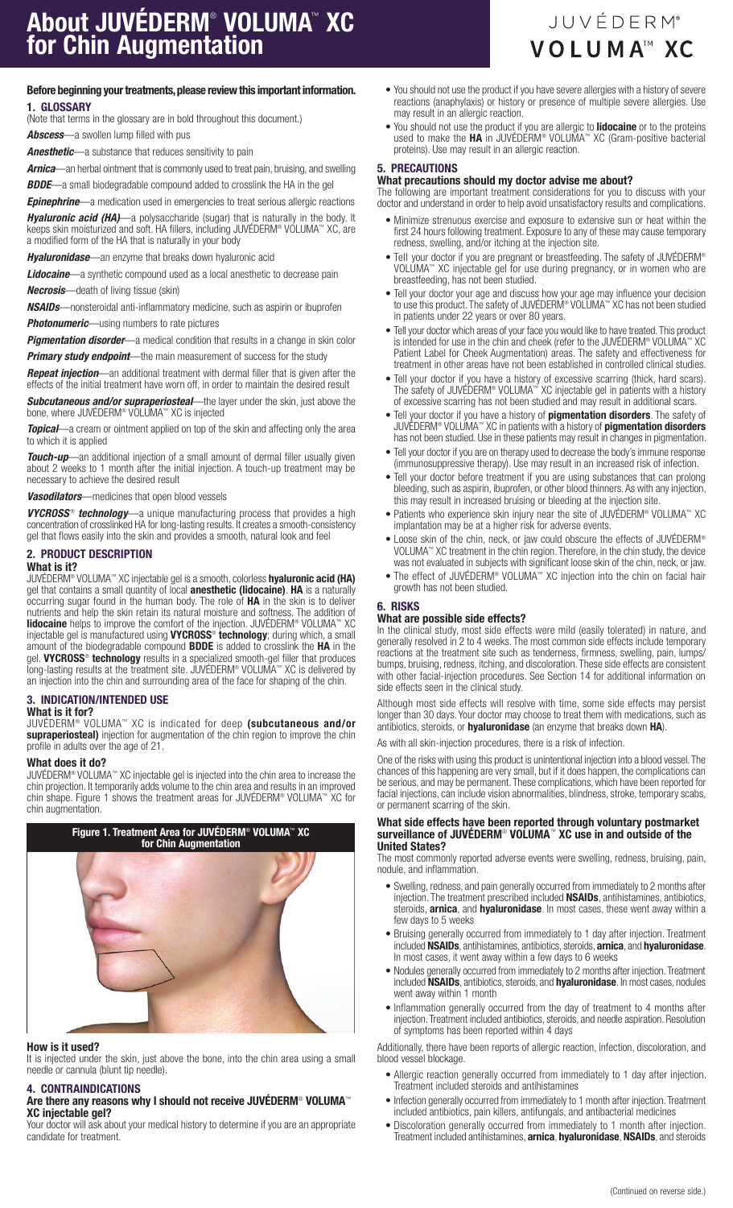# About JUVÉDERM® VOLUMA™ XC for Chin Augmentation

JUVÉDERM®
VOLUMA™ XC

**Before beginning your treatments, please review this important information.**

## 1. GLOSSARY

(Note that terms in the glossary are in bold throughout this document.)

***Abscess***—a swollen lump filled with pus

***Anesthetic***—a substance that reduces sensitivity to pain

***Arnica***—an herbal ointment that is commonly used to treat pain, bruising, and swelling

***BDDE***—a small biodegradable compound added to crosslink the HA in the gel

***Epinephrine***—a medication used in emergencies to treat serious allergic reactions

***Hyaluronic acid (HA)***—a polysaccharide (sugar) that is naturally in the body. It keeps skin moisturized and soft. HA fillers, including JUVÉDERM® VOLUMA™ XC, are a modified form of the HA that is naturally in your body

***Hyaluronidase***—an enzyme that breaks down hyaluronic acid

***Lidocaine***—a synthetic compound used as a local anesthetic to decrease pain

***Necrosis***—death of living tissue (skin)

***NSAIDs***—nonsteroidal anti-inflammatory medicine, such as aspirin or ibuprofen

***Photonumeric***—using numbers to rate pictures

***Pigmentation disorder***—a medical condition that results in a change in skin color

***Primary study endpoint***—the main measurement of success for the study

***Repeat injection***—an additional treatment with dermal filler that is given after the effects of the initial treatment have worn off, in order to maintain the desired result

***Subcutaneous and/or supraperiosteal***—the layer under the skin, just above the bone, where JUVÉDERM® VOLUMA™ XC is injected

***Topical***—a cream or ointment applied on top of the skin and affecting only the area to which it is applied

***Touch-up***—an additional injection of a small amount of dermal filler usually given about 2 weeks to 1 month after the initial injection. A touch-up treatment may be necessary to achieve the desired result

***Vasodilators***—medicines that open blood vessels

***VYCROSS® technology***—a unique manufacturing process that provides a high concentration of crosslinked HA for long-lasting results. It creates a smooth-consistency gel that flows easily into the skin and provides a smooth, natural look and feel

## 2. PRODUCT DESCRIPTION

### What is it?

JUVÉDERM® VOLUMA™ XC injectable gel is a smooth, colorless **hyaluronic acid (HA)** gel that contains a small quantity of local **anesthetic (lidocaine)**. **HA** is a naturally occurring sugar found in the human body. The role of **HA** in the skin is to deliver nutrients and help the skin retain its natural moisture and softness. The addition of **lidocaine** helps to improve the comfort of the injection. JUVÉDERM® VOLUMA™ XC injectable gel is manufactured using **VYCROSS® technology**; during which, a small amount of the biodegradable compound **BDDE** is added to crosslink the **HA** in the gel. **VYCROSS® technology** results in a specialized smooth-gel filler that produces long-lasting results at the treatment site. JUVÉDERM® VOLUMA™ XC is delivered by an injection into the chin and surrounding area of the face for shaping of the chin.

## 3. INDICATION/INTENDED USE

### What is it for?

JUVÉDERM® VOLUMA™ XC is indicated for deep **(subcutaneous and/or supraperiosteal)** injection for augmentation of the chin region to improve the chin profile in adults over the age of 21.

### What does it do?

JUVÉDERM® VOLUMA™ XC injectable gel is injected into the chin area to increase the chin projection. It temporarily adds volume to the chin area and results in an improved chin shape. Figure 1 shows the treatment areas for JUVÉDERM® VOLUMA™ XC for chin augmentation.

**Figure 1. Treatment Area for JUVÉDERM® VOLUMA™ XC for Chin Augmentation**

### How is it used?

It is injected under the skin, just above the bone, into the chin area using a small needle or cannula (blunt tip needle).

## 4. CONTRAINDICATIONS

### Are there any reasons why I should not receive JUVÉDERM® VOLUMA™ XC injectable gel?

Your doctor will ask about your medical history to determine if you are an appropriate candidate for treatment.

- You should not use the product if you have severe allergies with a history of severe reactions (anaphylaxis) or history or presence of multiple severe allergies. Use may result in an allergic reaction.
- You should not use the product if you are allergic to **lidocaine** or to the proteins used to make the **HA** in JUVÉDERM® VOLUMA™ XC (Gram-positive bacterial proteins). Use may result in an allergic reaction.

## 5. PRECAUTIONS

### What precautions should my doctor advise me about?

The following are important treatment considerations for you to discuss with your doctor and understand in order to help avoid unsatisfactory results and complications.

- Minimize strenuous exercise and exposure to extensive sun or heat within the first 24 hours following treatment. Exposure to any of these may cause temporary redness, swelling, and/or itching at the injection site.
- Tell your doctor if you are pregnant or breastfeeding. The safety of JUVÉDERM® VOLUMA™ XC injectable gel for use during pregnancy, or in women who are breastfeeding, has not been studied.
- Tell your doctor your age and discuss how your age may influence your decision to use this product. The safety of JUVÉDERM® VOLUMA™ XC has not been studied in patients under 22 years or over 80 years.
- Tell your doctor which areas of your face you would like to have treated. This product is intended for use in the chin and cheek (refer to the JUVÉDERM® VOLUMA™ XC Patient Label for Cheek Augmentation) areas. The safety and effectiveness for treatment in other areas have not been established in controlled clinical studies.
- Tell your doctor if you have a history of excessive scarring (thick, hard scars). The safety of JUVÉDERM® VOLUMA™ XC injectable gel in patients with a history of excessive scarring has not been studied and may result in additional scars.
- Tell your doctor if you have a history of **pigmentation disorders**. The safety of JUVÉDERM® VOLUMA™ XC in patients with a history of **pigmentation disorders** has not been studied. Use in these patients may result in changes in pigmentation.
- Tell your doctor if you are on therapy used to decrease the body's immune response (immunosuppressive therapy). Use may result in an increased risk of infection.
- Tell your doctor before treatment if you are using substances that can prolong bleeding, such as aspirin, ibuprofen, or other blood thinners. As with any injection, this may result in increased bruising or bleeding at the injection site.
- Patients who experience skin injury near the site of JUVÉDERM® VOLUMA™ XC implantation may be at a higher risk for adverse events.
- Loose skin of the chin, neck, or jaw could obscure the effects of JUVÉDERM® VOLUMA™ XC treatment in the chin region. Therefore, in the chin study, the device was not evaluated in subjects with significant loose skin of the chin, neck, or jaw.
- The effect of JUVÉDERM® VOLUMA™ XC injection into the chin on facial hair growth has not been studied.

## 6. RISKS

### What are possible side effects?

In the clinical study, most side effects were mild (easily tolerated) in nature, and generally resolved in 2 to 4 weeks. The most common side effects include temporary reactions at the treatment site such as tenderness, firmness, swelling, pain, lumps/bumps, bruising, redness, itching, and discoloration. These side effects are consistent with other facial-injection procedures. See Section 14 for additional information on side effects seen in the clinical study.

Although most side effects will resolve with time, some side effects may persist longer than 30 days. Your doctor may choose to treat them with medications, such as antibiotics, steroids, or **hyaluronidase** (an enzyme that breaks down **HA**).

As with all skin-injection procedures, there is a risk of infection.

One of the risks with using this product is unintentional injection into a blood vessel. The chances of this happening are very small, but if it does happen, the complications can be serious, and may be permanent. These complications, which have been reported for facial injections, can include vision abnormalities, blindness, stroke, temporary scabs, or permanent scarring of the skin.

### What side effects have been reported through voluntary postmarket surveillance of JUVÉDERM® VOLUMA™ XC use in and outside of the United States?

The most commonly reported adverse events were swelling, redness, bruising, pain, nodule, and inflammation.

- Swelling, redness, and pain generally occurred from immediately to 2 months after injection. The treatment prescribed included **NSAIDs**, antihistamines, antibiotics, steroids, **arnica**, and **hyaluronidase**. In most cases, these went away within a few days to 5 weeks
- Bruising generally occurred from immediately to 1 day after injection. Treatment included **NSAIDs**, antihistamines, antibiotics, steroids, **arnica**, and **hyaluronidase**. In most cases, it went away within a few days to 6 weeks
- Nodules generally occurred from immediately to 2 months after injection. Treatment included **NSAIDs**, antibiotics, steroids, and **hyaluronidase**. In most cases, nodules went away within 1 month
- Inflammation generally occurred from the day of treatment to 4 months after injection. Treatment included antibiotics, steroids, and needle aspiration. Resolution of symptoms has been reported within 4 days

Additionally, there have been reports of allergic reaction, infection, discoloration, and blood vessel blockage.

- Allergic reaction generally occurred from immediately to 1 day after injection. Treatment included steroids and antihistamines
- Infection generally occurred from immediately to 1 month after injection. Treatment included antibiotics, pain killers, antifungals, and antibacterial medicines
- Discoloration generally occurred from immediately to 1 month after injection. Treatment included antihistamines, **arnica**, **hyaluronidase**, **NSAIDs**, and steroids

(Continued on reverse side.)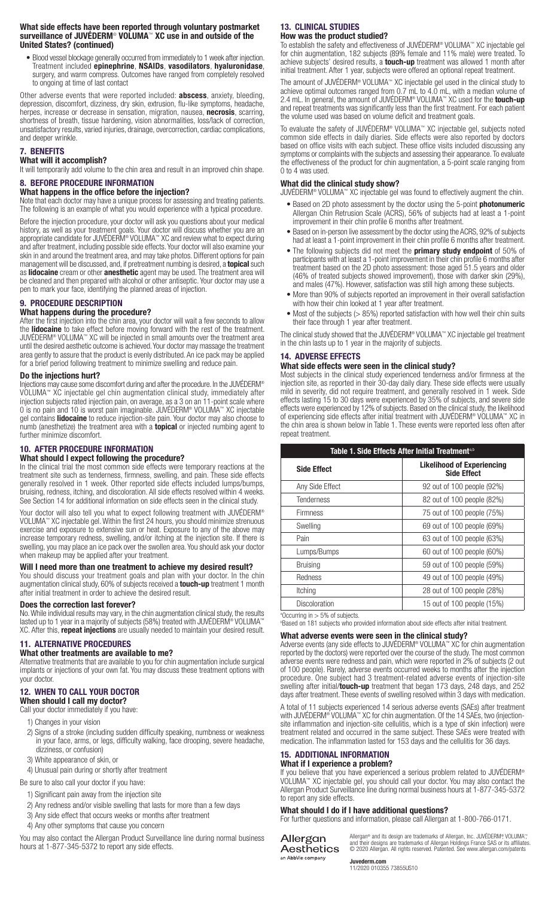#### What side effects have been reported through voluntary postmarket surveillance of JUVÉDERM® VOLUMA™ XC use in and outside of the United States? (continued)

- Blood vessel blockage generally occurred from immediately to 1 week after injection. Treatment included **epinephrine**, **NSAIDs**, **vasodilators**, **hyaluronidase**, surgery, and warm compress. Outcomes have ranged from completely resolved to ongoing at time of last contact

Other adverse events that were reported included: **abscess**, anxiety, bleeding, depression, discomfort, dizziness, dry skin, extrusion, flu-like symptoms, headache, herpes, increase or decrease in sensation, migration, nausea, **necrosis**, scarring, shortness of breath, tissue hardening, vision abnormalities, loss/lack of correction, unsatisfactory results, varied injuries, drainage, overcorrection, cardiac complications, and deeper wrinkle.

## 7. BENEFITS

#### What will it accomplish?

It will temporarily add volume to the chin area and result in an improved chin shape.

## 8. BEFORE PROCEDURE INFORMATION

#### What happens in the office before the injection?

Note that each doctor may have a unique process for assessing and treating patients. The following is an example of what you would experience with a typical procedure.

Before the injection procedure, your doctor will ask you questions about your medical history, as well as your treatment goals. Your doctor will discuss whether you are an appropriate candidate for JUVÉDERM® VOLUMA™ XC and review what to expect during and after treatment, including possible side effects. Your doctor will also examine your skin in and around the treatment area, and may take photos. Different options for pain management will be discussed, and, if pretreatment numbing is desired, a **topical** such as **lidocaine** cream or other **anesthetic** agent may be used. The treatment area will be cleaned and then prepared with alcohol or other antiseptic. Your doctor may use a pen to mark your face, identifying the planned areas of injection.

## 9. PROCEDURE DESCRIPTION

#### What happens during the procedure?

After the first injection into the chin area, your doctor will wait a few seconds to allow the **lidocaine** to take effect before moving forward with the rest of the treatment. JUVÉDERM® VOLUMA™ XC will be injected in small amounts over the treatment area until the desired aesthetic outcome is achieved. Your doctor may massage the treatment area gently to assure that the product is evenly distributed. An ice pack may be applied for a brief period following treatment to minimize swelling and reduce pain.

#### Do the injections hurt?

Injections may cause some discomfort during and after the procedure. In the JUVÉDERM® VOLUMA™ XC injectable gel chin augmentation clinical study, immediately after injection subjects rated injection pain, on average, as a 3 on an 11-point scale where 0 is no pain and 10 is worst pain imaginable. JUVÉDERM® VOLUMA™ XC injectable gel contains **lidocaine** to reduce injection-site pain. Your doctor may also choose to numb (anesthetize) the treatment area with a **topical** or injected numbing agent to further minimize discomfort.

## 10. AFTER PROCEDURE INFORMATION

#### What should I expect following the procedure?

In the clinical trial the most common side effects were temporary reactions at the treatment site such as tenderness, firmness, swelling, and pain. These side effects generally resolved in 1 week. Other reported side effects included lumps/bumps, bruising, redness, itching, and discoloration. All side effects resolved within 4 weeks. See Section 14 for additional information on side effects seen in the clinical study.

Your doctor will also tell you what to expect following treatment with JUVÉDERM® VOLUMA™ XC injectable gel. Within the first 24 hours, you should minimize strenuous exercise and exposure to extensive sun or heat. Exposure to any of the above may increase temporary redness, swelling, and/or itching at the injection site. If there is swelling, you may place an ice pack over the swollen area. You should ask your doctor when makeup may be applied after your treatment.

#### Will I need more than one treatment to achieve my desired result?

You should discuss your treatment goals and plan with your doctor. In the chin augmentation clinical study, 60% of subjects received a **touch-up** treatment 1 month after initial treatment in order to achieve the desired result.

#### Does the correction last forever?

No. While individual results may vary, in the chin augmentation clinical study, the results lasted up to 1 year in a majority of subjects (58%) treated with JUVÉDERM® VOLUMA™ XC. After this, **repeat injections** are usually needed to maintain your desired result.

## 11. ALTERNATIVE PROCEDURES

#### What other treatments are available to me?

Alternative treatments that are available to you for chin augmentation include surgical implants or injections of your own fat. You may discuss these treatment options with your doctor.

## 12. WHEN TO CALL YOUR DOCTOR

#### When should I call my doctor?

Call your doctor immediately if you have:

1) Changes in your vision
2) Signs of a stroke (including sudden difficulty speaking, numbness or weakness in your face, arms, or legs, difficulty walking, face drooping, severe headache, dizziness, or confusion)
3) White appearance of skin, or
4) Unusual pain during or shortly after treatment

Be sure to also call your doctor if you have:

1) Significant pain away from the injection site
2) Any redness and/or visible swelling that lasts for more than a few days
3) Any side effect that occurs weeks or months after treatment
4) Any other symptoms that cause you concern

You may also contact the Allergan Product Surveillance line during normal business hours at 1-877-345-5372 to report any side effects.

## 13. CLINICAL STUDIES

#### How was the product studied?

To establish the safety and effectiveness of JUVÉDERM® VOLUMA™ XC injectable gel for chin augmentation, 182 subjects (89% female and 11% male) were treated. To achieve subjects' desired results, a **touch-up** treatment was allowed 1 month after initial treatment. After 1 year, subjects were offered an optional repeat treatment.

The amount of JUVÉDERM® VOLUMA™ XC injectable gel used in the clinical study to achieve optimal outcomes ranged from 0.7 mL to 4.0 mL, with a median volume of 2.4 mL. In general, the amount of JUVÉDERM® VOLUMA™ XC used for the **touch-up** and repeat treatments was significantly less than the first treatment. For each patient the volume used was based on volume deficit and treatment goals.

To evaluate the safety of JUVÉDERM® VOLUMA™ XC injectable gel, subjects noted common side effects in daily diaries. Side effects were also reported by doctors based on office visits with each subject. These office visits included discussing any symptoms or complaints with the subjects and assessing their appearance. To evaluate the effectiveness of the product for chin augmentation, a 5-point scale ranging from 0 to 4 was used.

#### What did the clinical study show?

JUVÉDERM® VOLUMA™ XC injectable gel was found to effectively augment the chin.

- Based on 2D photo assessment by the doctor using the 5-point **photonumeric** Allergan Chin Retrusion Scale (ACRS), 56% of subjects had at least a 1-point improvement in their chin profile 6 months after treatment.
- Based on in-person live assessment by the doctor using the ACRS, 92% of subjects had at least a 1-point improvement in their chin profile 6 months after treatment.
- The following subjects did not meet the **primary study endpoint** of 50% of participants with at least a 1-point improvement in their chin profile 6 months after treatment based on the 2D photo assessment: those aged 51.5 years and older (46% of treated subjects showed improvement), those with darker skin (29%), and males (47%). However, satisfaction was still high among these subjects.
- More than 90% of subjects reported an improvement in their overall satisfaction with how their chin looked at 1 year after treatment.
- Most of the subjects (> 85%) reported satisfaction with how well their chin suits their face through 1 year after treatment.

The clinical study showed that the JUVÉDERM® VOLUMA™ XC injectable gel treatment in the chin lasts up to 1 year in the majority of subjects.

## 14. ADVERSE EFFECTS

#### What side effects were seen in the clinical study?

Most subjects in the clinical study experienced tenderness and/or firmness at the injection site, as reported in their 30-day daily diary. These side effects were usually mild in severity, did not require treatment, and generally resolved in 1 week. Side effects lasting 15 to 30 days were experienced by 35% of subjects, and severe side effects were experienced by 12% of subjects. Based on the clinical study, the likelihood of experiencing side effects after initial treatment with JUVÉDERM® VOLUMA™ XC in the chin area is shown below in Table 1. These events were reported less often after repeat treatment.

**Table 1. Side Effects After Initial Treatment[a,b]**

| Side Effect | Likelihood of Experiencing Side Effect |
|---|---|
| Any Side Effect | 92 out of 100 people (92%) |
| Tenderness | 82 out of 100 people (82%) |
| Firmness | 75 out of 100 people (75%) |
| Swelling | 69 out of 100 people (69%) |
| Pain | 63 out of 100 people (63%) |
| Lumps/Bumps | 60 out of 100 people (60%) |
| Bruising | 59 out of 100 people (59%) |
| Redness | 49 out of 100 people (49%) |
| Itching | 28 out of 100 people (28%) |
| Discoloration | 15 out of 100 people (15%) |

[a]Occurring in > 5% of subjects.
[b]Based on 181 subjects who provided information about side effects after initial treatment.

#### What adverse events were seen in the clinical study?

Adverse events (any side effects to JUVÉDERM® VOLUMA™ XC for chin augmentation reported by the doctors) were reported over the course of the study. The most common adverse events were redness and pain, which were reported in 2% of subjects (2 out of 100 people). Rarely, adverse events occurred weeks to months after the injection procedure. One subject had 3 treatment-related adverse events of injection-site swelling after initial/**touch-up** treatment that began 173 days, 248 days, and 252 days after treatment. These events of swelling resolved within 3 days with medication.

A total of 11 subjects experienced 14 serious adverse events (SAEs) after treatment with JUVÉDERM® VOLUMA™ XC for chin augmentation. Of the 14 SAEs, two (injection-site inflammation and injection-site cellulitis, which is a type of skin infection) were treatment related and occurred in the same subject. These SAEs were treated with medication. The inflammation lasted for 153 days and the cellulitis for 36 days.

## 15. ADDITIONAL INFORMATION

#### What if I experience a problem?

If you believe that you have experienced a serious problem related to JUVÉDERM® VOLUMA™ XC injectable gel, you should call your doctor. You may also contact the Allergan Product Surveillance line during normal business hours at 1-877-345-5372 to report any side effects.

#### What should I do if I have additional questions?

For further questions and information, please call Allergan at 1-800-766-0171.

Allergan Aesthetics
an AbbVie company

Allergan® and its design are trademarks of Allergan, Inc. JUVÉDERM® VOLUMA™, and their designs are trademarks of Allergan Holdings France SAS or its affiliates. © 2020 Allergan. All rights reserved. Patented. See www.allergan.com/patents

**Juvederm.com**
11/2020 010355 73855US10